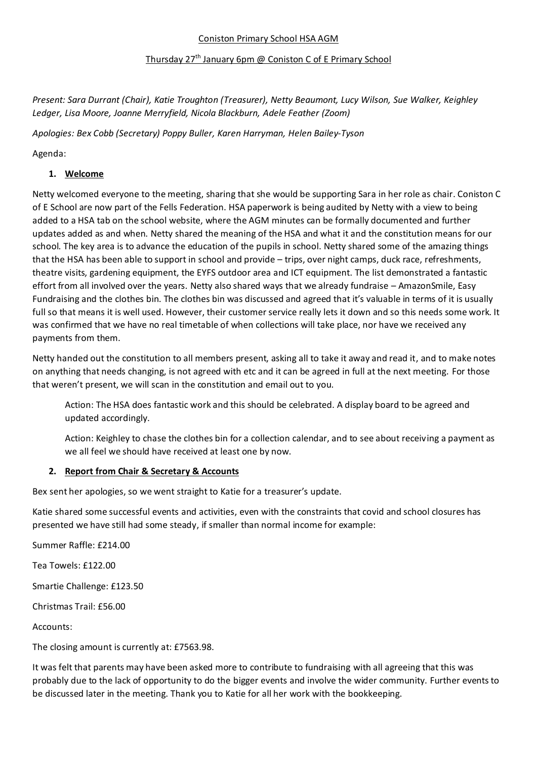# Coniston Primary School HSA AGM

## Thursday 27th January 6pm @ Coniston C of E Primary School

*Present: Sara Durrant (Chair), Katie Troughton (Treasurer), Netty Beaumont, Lucy Wilson, Sue Walker, Keighley Ledger, Lisa Moore, Joanne Merryfield, Nicola Blackburn, Adele Feather (Zoom)*

*Apologies: Bex Cobb (Secretary) Poppy Buller, Karen Harryman, Helen Bailey-Tyson*

Agenda:

1. **Welcome**

Netty welcomed everyone to the meeting, sharing that she would be supporting Sara in her role as chair. Coniston C of E School are now part of the Fells Federation. HSA paperwork is being audited by Netty with a view to being added to a HSA tab on the school website, where the AGM minutes can be formally documented and further updates added as and when. Netty shared the meaning of the HSA and what it and the constitution means for our school. The key area is to advance the education of the pupils in school. Netty shared some of the amazing things that the HSA has been able to support in school and provide – trips, over night camps, duck race, refreshments, theatre visits, gardening equipment, the EYFS outdoor area and ICT equipment. The list demonstrated a fantastic effort from all involved over the years. Netty also shared ways that we already fundraise – AmazonSmile, Easy Fundraising and the clothes bin. The clothes bin was discussed and agreed that it's valuable in terms of it is usually full so that means it is well used. However, their customer service really lets it down and so this needs some work. It was confirmed that we have no real timetable of when collections will take place, nor have we received any payments from them.

Netty handed out the constitution to all members present, asking all to take it away and read it, and to make notes on anything that needs changing, is not agreed with etc and it can be agreed in full at the next meeting. For those that weren't present, we will scan in the constitution and email out to you.

> Action: The HSA does fantastic work and this should be celebrated. A display board to be agreed and updated accordingly.
>
> Action: Keighley to chase the clothes bin for a collection calendar, and to see about receiving a payment as we all feel we should have received at least one by now.

2. **Report from Chair & Secretary & Accounts**

Bex sent her apologies, so we went straight to Katie for a treasurer's update.

Katie shared some successful events and activities, even with the constraints that covid and school closures has presented we have still had some steady, if smaller than normal income for example:

Summer Raffle: £214.00

Tea Towels: £122.00

Smartie Challenge: £123.50

Christmas Trail: £56.00

Accounts:

The closing amount is currently at: £7563.98.

It was felt that parents may have been asked more to contribute to fundraising with all agreeing that this was probably due to the lack of opportunity to do the bigger events and involve the wider community. Further events to be discussed later in the meeting. Thank you to Katie for all her work with the bookkeeping.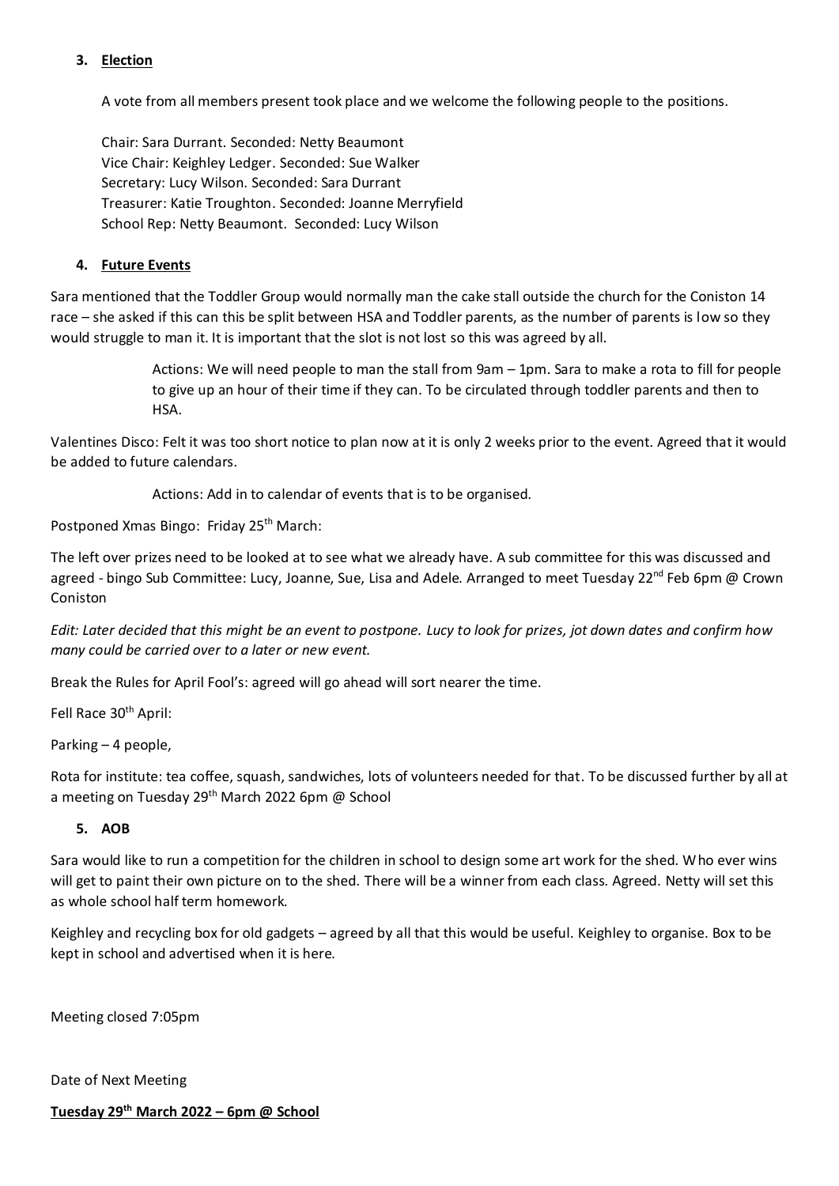## 3. Election

A vote from all members present took place and we welcome the following people to the positions.

Chair: Sara Durrant. Seconded: Netty Beaumont
Vice Chair: Keighley Ledger. Seconded: Sue Walker
Secretary: Lucy Wilson. Seconded: Sara Durrant
Treasurer: Katie Troughton. Seconded: Joanne Merryfield
School Rep: Netty Beaumont. Seconded: Lucy Wilson

## 4. Future Events

Sara mentioned that the Toddler Group would normally man the cake stall outside the church for the Coniston 14 race – she asked if this can this be split between HSA and Toddler parents, as the number of parents is low so they would struggle to man it. It is important that the slot is not lost so this was agreed by all.

> Actions: We will need people to man the stall from 9am – 1pm. Sara to make a rota to fill for people to give up an hour of their time if they can. To be circulated through toddler parents and then to HSA.

Valentines Disco: Felt it was too short notice to plan now at it is only 2 weeks prior to the event. Agreed that it would be added to future calendars.

> Actions: Add in to calendar of events that is to be organised.

Postponed Xmas Bingo: Friday 25th March:

The left over prizes need to be looked at to see what we already have. A sub committee for this was discussed and agreed - bingo Sub Committee: Lucy, Joanne, Sue, Lisa and Adele. Arranged to meet Tuesday 22nd Feb 6pm @ Crown Coniston

*Edit: Later decided that this might be an event to postpone. Lucy to look for prizes, jot down dates and confirm how many could be carried over to a later or new event.*

Break the Rules for April Fool's: agreed will go ahead will sort nearer the time.

Fell Race 30th April:

Parking – 4 people,

Rota for institute: tea coffee, squash, sandwiches, lots of volunteers needed for that. To be discussed further by all at a meeting on Tuesday 29th March 2022 6pm @ School

## 5. AOB

Sara would like to run a competition for the children in school to design some art work for the shed. Who ever wins will get to paint their own picture on to the shed. There will be a winner from each class. Agreed. Netty will set this as whole school half term homework.

Keighley and recycling box for old gadgets – agreed by all that this would be useful. Keighley to organise. Box to be kept in school and advertised when it is here.

Meeting closed 7:05pm

Date of Next Meeting

**Tuesday 29th March 2022 – 6pm @ School**